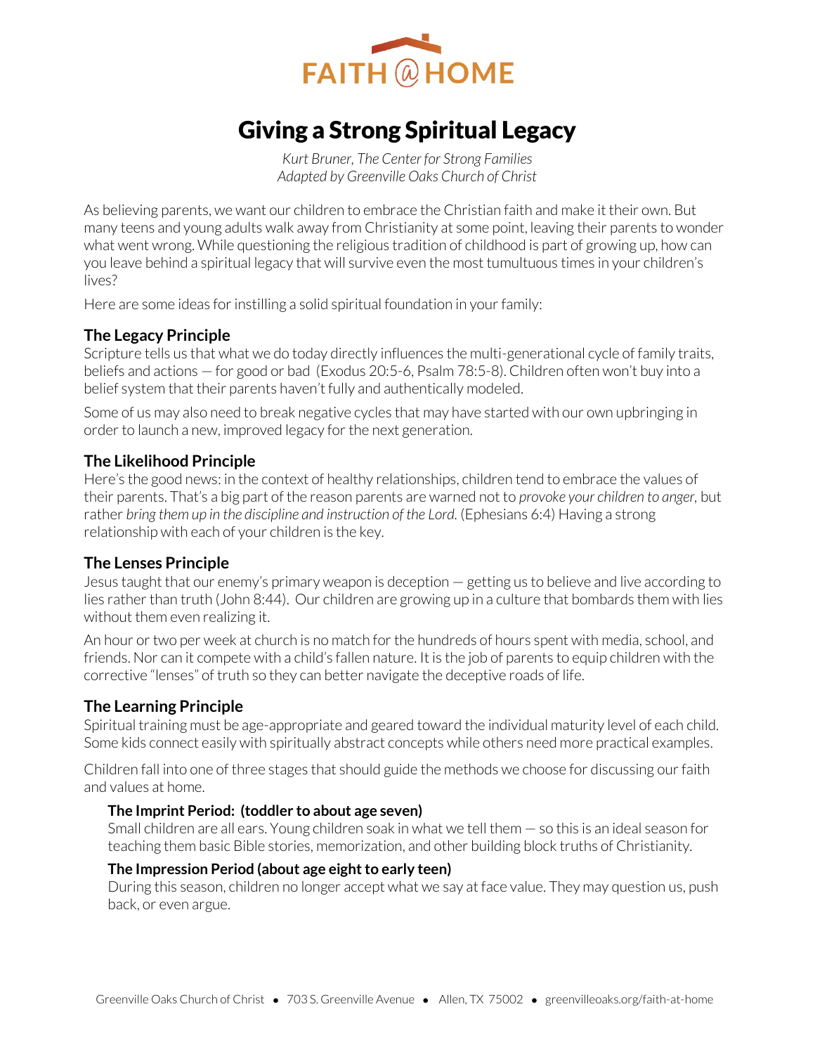FAITH @ HOME

# Giving a Strong Spiritual Legacy

*Kurt Bruner, The Center for Strong Families*
*Adapted by Greenville Oaks Church of Christ*

As believing parents, we want our children to embrace the Christian faith and make it their own. But many teens and young adults walk away from Christianity at some point, leaving their parents to wonder what went wrong. While questioning the religious tradition of childhood is part of growing up, how can you leave behind a spiritual legacy that will survive even the most tumultuous times in your children's lives?

Here are some ideas for instilling a solid spiritual foundation in your family:

## The Legacy Principle

Scripture tells us that what we do today directly influences the multi-generational cycle of family traits, beliefs and actions — for good or bad (Exodus 20:5-6, Psalm 78:5-8). Children often won't buy into a belief system that their parents haven't fully and authentically modeled.

Some of us may also need to break negative cycles that may have started with our own upbringing in order to launch a new, improved legacy for the next generation.

## The Likelihood Principle

Here's the good news: in the context of healthy relationships, children tend to embrace the values of their parents. That's a big part of the reason parents are warned not to *provoke your children to anger*, but rather *bring them up in the discipline and instruction of the Lord.* (Ephesians 6:4) Having a strong relationship with each of your children is the key.

## The Lenses Principle

Jesus taught that our enemy's primary weapon is deception — getting us to believe and live according to lies rather than truth (John 8:44). Our children are growing up in a culture that bombards them with lies without them even realizing it.

An hour or two per week at church is no match for the hundreds of hours spent with media, school, and friends. Nor can it compete with a child's fallen nature. It is the job of parents to equip children with the corrective "lenses" of truth so they can better navigate the deceptive roads of life.

## The Learning Principle

Spiritual training must be age-appropriate and geared toward the individual maturity level of each child. Some kids connect easily with spiritually abstract concepts while others need more practical examples.

Children fall into one of three stages that should guide the methods we choose for discussing our faith and values at home.

### The Imprint Period: (toddler to about age seven)

Small children are all ears. Young children soak in what we tell them — so this is an ideal season for teaching them basic Bible stories, memorization, and other building block truths of Christianity.

### The Impression Period (about age eight to early teen)

During this season, children no longer accept what we say at face value. They may question us, push back, or even argue.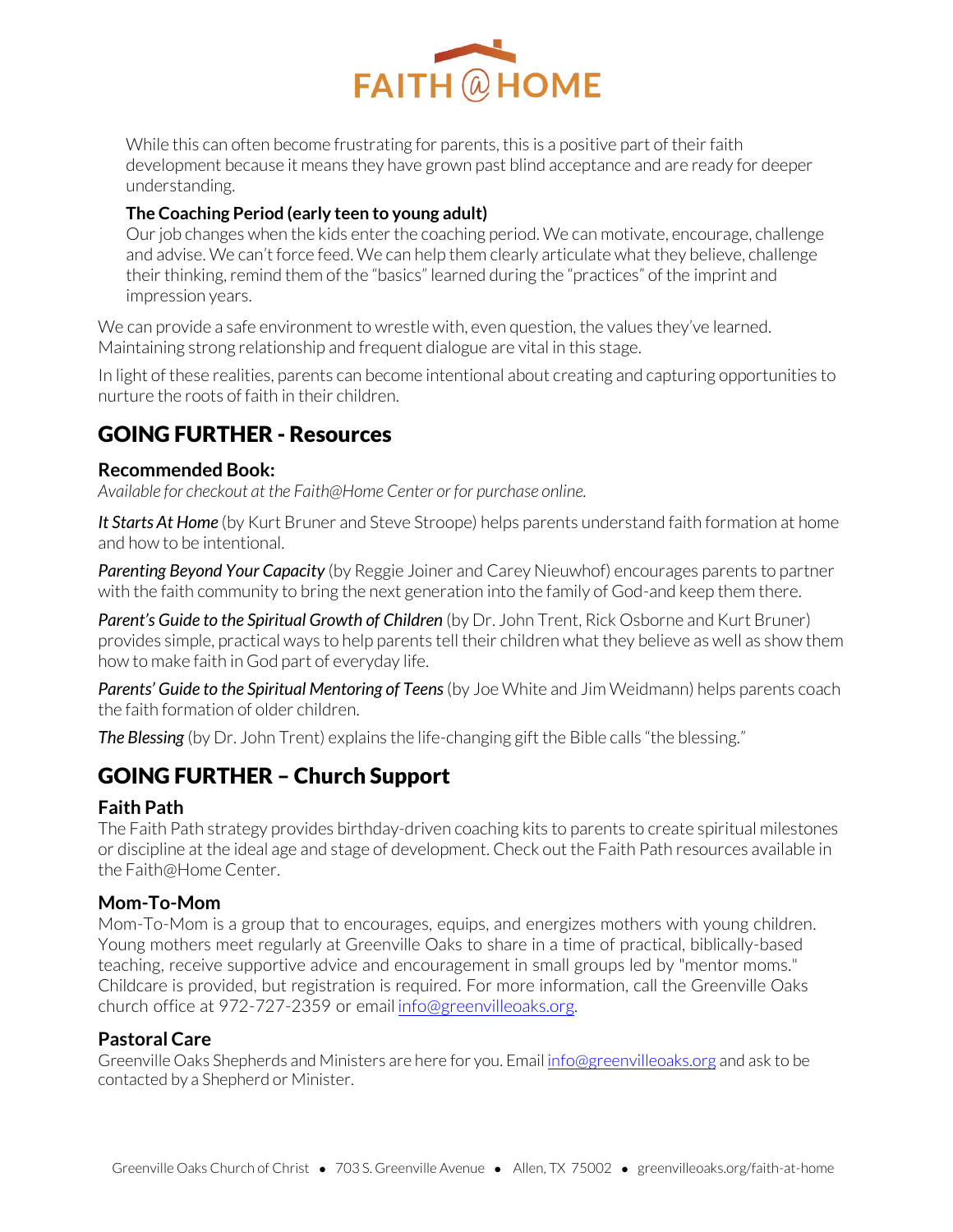While this can often become frustrating for parents, this is a positive part of their faith development because it means they have grown past blind acceptance and are ready for deeper understanding.

**The Coaching Period (early teen to young adult)**
Our job changes when the kids enter the coaching period. We can motivate, encourage, challenge and advise. We can't force feed. We can help them clearly articulate what they believe, challenge their thinking, remind them of the "basics" learned during the "practices" of the imprint and impression years.

We can provide a safe environment to wrestle with, even question, the values they've learned. Maintaining strong relationship and frequent dialogue are vital in this stage.

In light of these realities, parents can become intentional about creating and capturing opportunities to nurture the roots of faith in their children.

## GOING FURTHER - Resources

### Recommended Book:

*Available for checkout at the Faith@Home Center or for purchase online.*

***It Starts At Home*** (by Kurt Bruner and Steve Stroope) helps parents understand faith formation at home and how to be intentional.

***Parenting Beyond Your Capacity*** (by Reggie Joiner and Carey Nieuwhof) encourages parents to partner with the faith community to bring the next generation into the family of God-and keep them there.

***Parent's Guide to the Spiritual Growth of Children*** (by Dr. John Trent, Rick Osborne and Kurt Bruner) provides simple, practical ways to help parents tell their children what they believe as well as show them how to make faith in God part of everyday life.

***Parents' Guide to the Spiritual Mentoring of Teens*** (by Joe White and Jim Weidmann) helps parents coach the faith formation of older children.

***The Blessing*** (by Dr. John Trent) explains the life-changing gift the Bible calls "the blessing."

## GOING FURTHER – Church Support

### Faith Path

The Faith Path strategy provides birthday-driven coaching kits to parents to create spiritual milestones or discipline at the ideal age and stage of development. Check out the Faith Path resources available in the Faith@Home Center.

### Mom-To-Mom

Mom-To-Mom is a group that to encourages, equips, and energizes mothers with young children. Young mothers meet regularly at Greenville Oaks to share in a time of practical, biblically-based teaching, receive supportive advice and encouragement in small groups led by "mentor moms." Childcare is provided, but registration is required. For more information, call the Greenville Oaks church office at 972-727-2359 or email info@greenvilleoaks.org.

### Pastoral Care

Greenville Oaks Shepherds and Ministers are here for you. Email info@greenvilleoaks.org and ask to be contacted by a Shepherd or Minister.